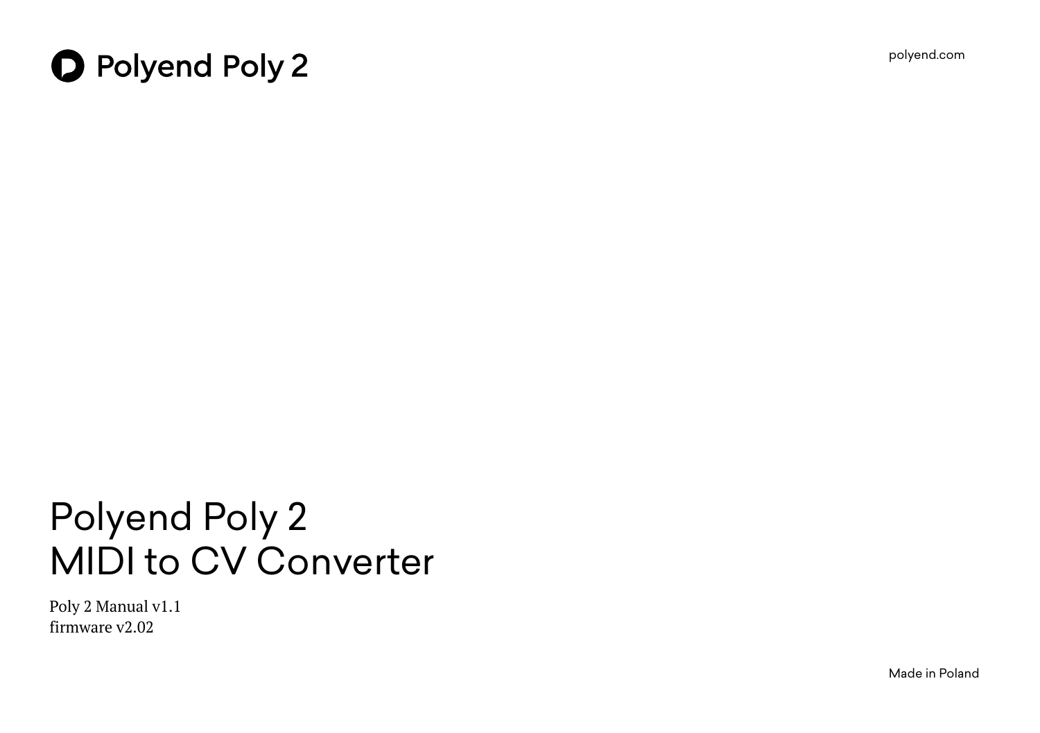# Polyend Poly 2

polyend.com

# Polyend Poly 2
# MIDI to CV Converter

Poly 2 Manual v1.1
firmware v2.02

Made in Poland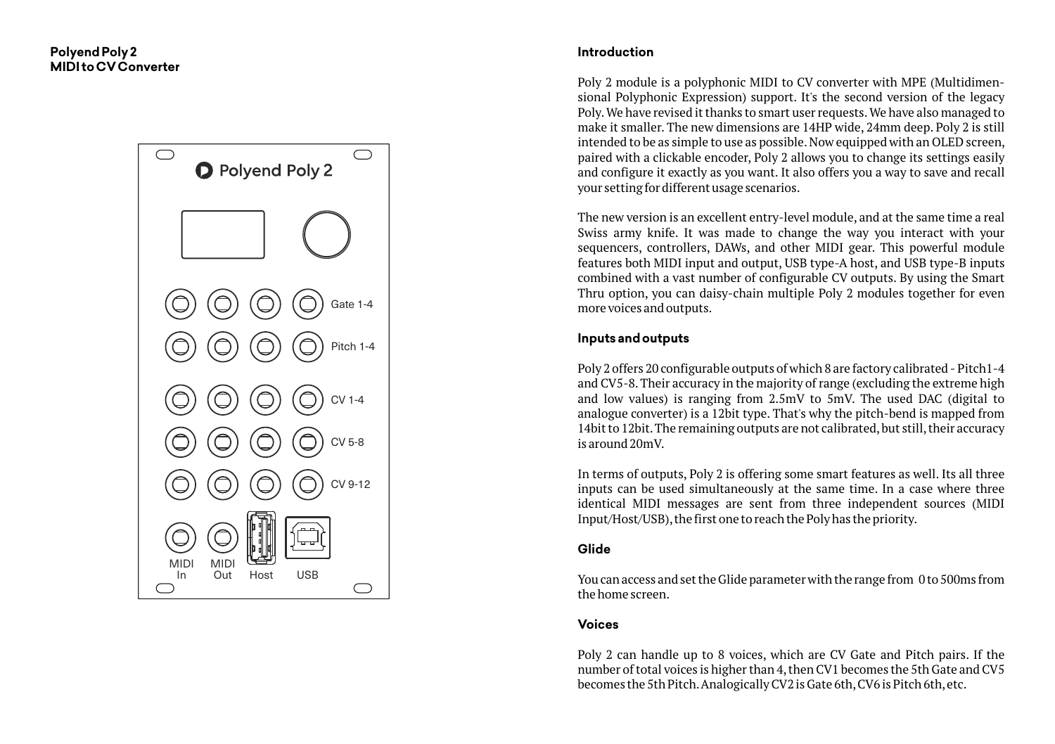**Polyend Poly 2**
**MIDI to CV Converter**

Polyend Poly 2

Gate 1-4

Pitch 1-4

CV 1-4

CV 5-8

CV 9-12

MIDI In

MIDI Out

Host

USB

## Introduction

Poly 2 module is a polyphonic MIDI to CV converter with MPE (Multidimensional Polyphonic Expression) support. It's the second version of the legacy Poly. We have revised it thanks to smart user requests. We have also managed to make it smaller. The new dimensions are 14HP wide, 24mm deep. Poly 2 is still intended to be as simple to use as possible. Now equipped with an OLED screen, paired with a clickable encoder, Poly 2 allows you to change its settings easily and configure it exactly as you want. It also offers you a way to save and recall your setting for different usage scenarios.

The new version is an excellent entry-level module, and at the same time a real Swiss army knife. It was made to change the way you interact with your sequencers, controllers, DAWs, and other MIDI gear. This powerful module features both MIDI input and output, USB type-A host, and USB type-B inputs combined with a vast number of configurable CV outputs. By using the Smart Thru option, you can daisy-chain multiple Poly 2 modules together for even more voices and outputs.

## Inputs and outputs

Poly 2 offers 20 configurable outputs of which 8 are factory calibrated - Pitch1-4 and CV5-8. Their accuracy in the majority of range (excluding the extreme high and low values) is ranging from 2.5mV to 5mV. The used DAC (digital to analogue converter) is a 12bit type. That's why the pitch-bend is mapped from 14bit to 12bit. The remaining outputs are not calibrated, but still, their accuracy is around 20mV.

In terms of outputs, Poly 2 is offering some smart features as well. Its all three inputs can be used simultaneously at the same time. In a case where three identical MIDI messages are sent from three independent sources (MIDI Input/Host/USB), the first one to reach the Poly has the priority.

## Glide

You can access and set the Glide parameter with the range from 0 to 500ms from the home screen.

## Voices

Poly 2 can handle up to 8 voices, which are CV Gate and Pitch pairs. If the number of total voices is higher than 4, then CV1 becomes the 5th Gate and CV5 becomes the 5th Pitch. Analogically CV2 is Gate 6th, CV6 is Pitch 6th, etc.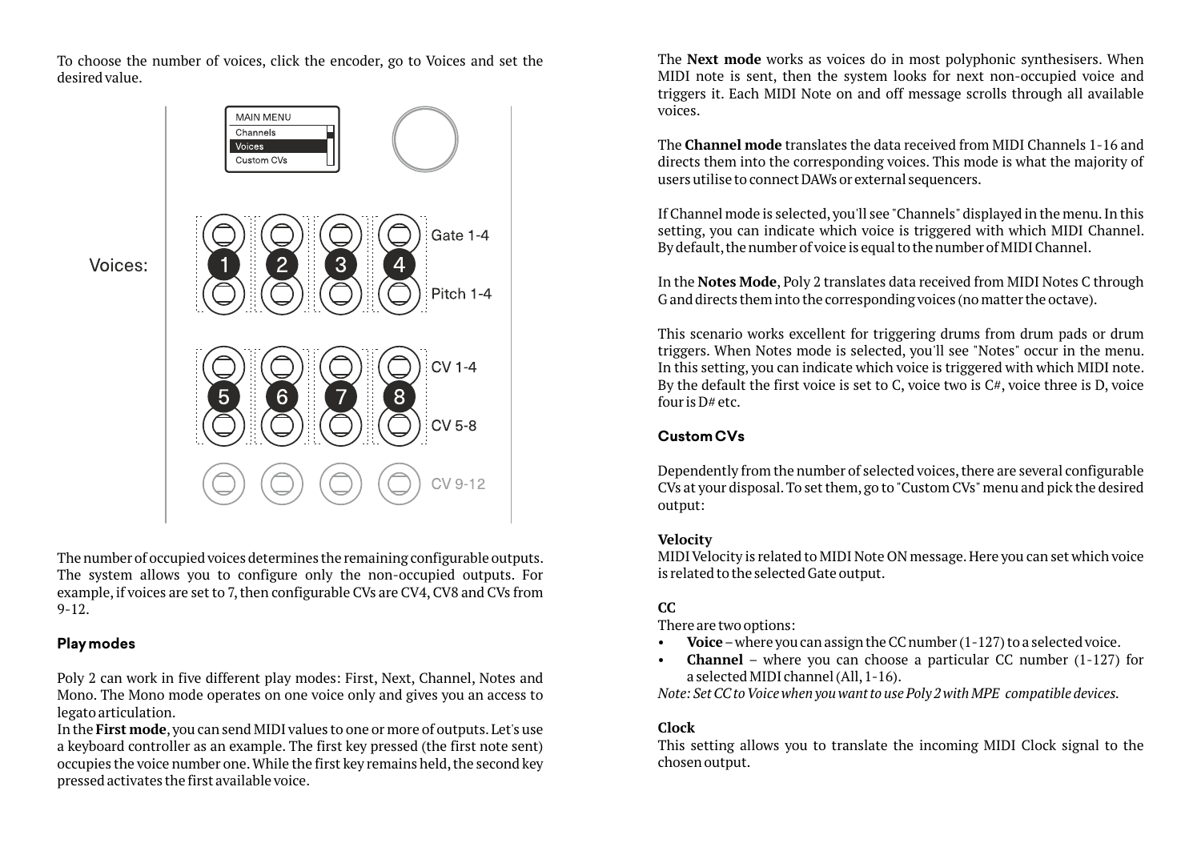To choose the number of voices, click the encoder, go to Voices and set the desired value.

The number of occupied voices determines the remaining configurable outputs. The system allows you to configure only the non-occupied outputs. For example, if voices are set to 7, then configurable CVs are CV4, CV8 and CVs from 9-12.

### Play modes

Poly 2 can work in five different play modes: First, Next, Channel, Notes and Mono. The Mono mode operates on one voice only and gives you an access to legato articulation.

In the **First mode**, you can send MIDI values to one or more of outputs. Let's use a keyboard controller as an example. The first key pressed (the first note sent) occupies the voice number one. While the first key remains held, the second key pressed activates the first available voice.

The **Next mode** works as voices do in most polyphonic synthesisers. When MIDI note is sent, then the system looks for next non-occupied voice and triggers it. Each MIDI Note on and off message scrolls through all available voices.

The **Channel mode** translates the data received from MIDI Channels 1-16 and directs them into the corresponding voices. This mode is what the majority of users utilise to connect DAWs or external sequencers.

If Channel mode is selected, you'll see "Channels" displayed in the menu. In this setting, you can indicate which voice is triggered with which MIDI Channel. By default, the number of voice is equal to the number of MIDI Channel.

In the **Notes Mode**, Poly 2 translates data received from MIDI Notes C through G and directs them into the corresponding voices (no matter the octave).

This scenario works excellent for triggering drums from drum pads or drum triggers. When Notes mode is selected, you'll see "Notes" occur in the menu. In this setting, you can indicate which voice is triggered with which MIDI note. By the default the first voice is set to C, voice two is C#, voice three is D, voice four is D# etc.

### Custom CVs

Dependently from the number of selected voices, there are several configurable CVs at your disposal. To set them, go to "Custom CVs" menu and pick the desired output:

**Velocity**
MIDI Velocity is related to MIDI Note ON message. Here you can set which voice is related to the selected Gate output.

**CC**
There are two options:

- **Voice** – where you can assign the CC number (1-127) to a selected voice.
- **Channel** – where you can choose a particular CC number (1-127) for a selected MIDI channel (All, 1-16).

*Note: Set CC to Voice when you want to use Poly 2 with MPE compatible devices.*

**Clock**
This setting allows you to translate the incoming MIDI Clock signal to the chosen output.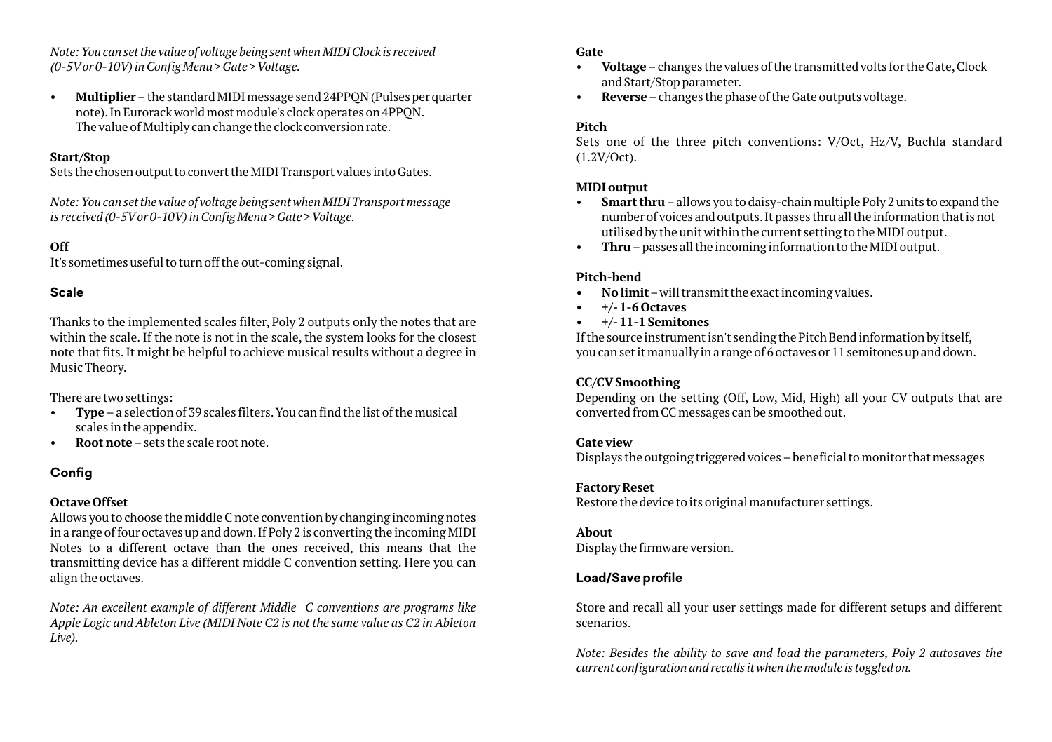*Note: You can set the value of voltage being sent when MIDI Clock is received (0-5V or 0-10V) in Config Menu > Gate > Voltage.*

- **Multiplier** – the standard MIDI message send 24PPQN (Pulses per quarter note). In Eurorack world most module's clock operates on 4PPQN. The value of Multiply can change the clock conversion rate.

**Start/Stop**
Sets the chosen output to convert the MIDI Transport values into Gates.

*Note: You can set the value of voltage being sent when MIDI Transport message is received (0-5V or 0-10V) in Config Menu > Gate > Voltage.*

**Off**
It's sometimes useful to turn off the out-coming signal.

## Scale

Thanks to the implemented scales filter, Poly 2 outputs only the notes that are within the scale. If the note is not in the scale, the system looks for the closest note that fits. It might be helpful to achieve musical results without a degree in Music Theory.

There are two settings:

- **Type** – a selection of 39 scales filters. You can find the list of the musical scales in the appendix.
- **Root note** – sets the scale root note.

## Config

**Octave Offset**
Allows you to choose the middle C note convention by changing incoming notes in a range of four octaves up and down. If Poly 2 is converting the incoming MIDI Notes to a different octave than the ones received, this means that the transmitting device has a different middle C convention setting. Here you can align the octaves.

*Note: An excellent example of different Middle C conventions are programs like Apple Logic and Ableton Live (MIDI Note C2 is not the same value as C2 in Ableton Live).*

**Gate**

- **Voltage** – changes the values of the transmitted volts for the Gate, Clock and Start/Stop parameter.
- **Reverse** – changes the phase of the Gate outputs voltage.

**Pitch**
Sets one of the three pitch conventions: V/Oct, Hz/V, Buchla standard (1.2V/Oct).

**MIDI output**

- **Smart thru** – allows you to daisy-chain multiple Poly 2 units to expand the number of voices and outputs. It passes thru all the information that is not utilised by the unit within the current setting to the MIDI output.
- **Thru** – passes all the incoming information to the MIDI output.

**Pitch-bend**

- **No limit** – will transmit the exact incoming values.
- **+/- 1-6 Octaves**
- **+/- 11-1 Semitones**

If the source instrument isn't sending the Pitch Bend information by itself, you can set it manually in a range of 6 octaves or 11 semitones up and down.

**CC/CV Smoothing**
Depending on the setting (Off, Low, Mid, High) all your CV outputs that are converted from CC messages can be smoothed out.

**Gate view**
Displays the outgoing triggered voices – beneficial to monitor that messages

**Factory Reset**
Restore the device to its original manufacturer settings.

**About**
Display the firmware version.

## Load/Save profile

Store and recall all your user settings made for different setups and different scenarios.

*Note: Besides the ability to save and load the parameters, Poly 2 autosaves the current configuration and recalls it when the module is toggled on.*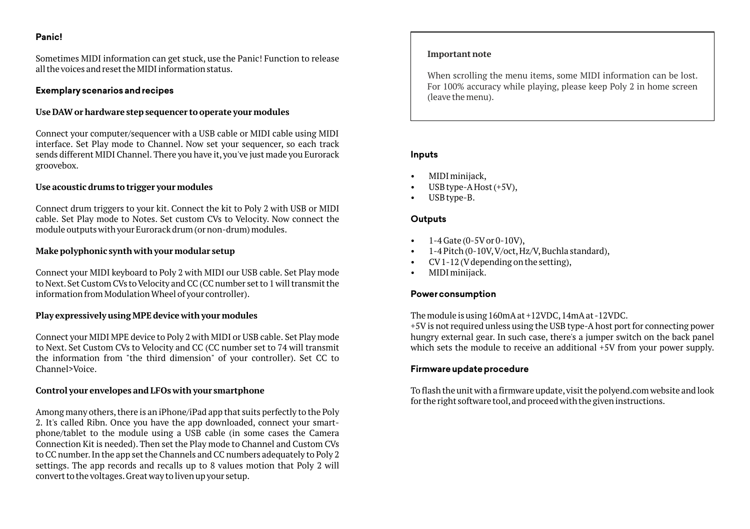### Panic!

Sometimes MIDI information can get stuck, use the Panic! Function to release all the voices and reset the MIDI information status.

### Exemplary scenarios and recipes

**Use DAW or hardware step sequencer to operate your modules**

Connect your computer/sequencer with a USB cable or MIDI cable using MIDI interface. Set Play mode to Channel. Now set your sequencer, so each track sends different MIDI Channel. There you have it, you've just made you Eurorack groovebox.

**Use acoustic drums to trigger your modules**

Connect drum triggers to your kit. Connect the kit to Poly 2 with USB or MIDI cable. Set Play mode to Notes. Set custom CVs to Velocity. Now connect the module outputs with your Eurorack drum (or non-drum) modules.

**Make polyphonic synth with your modular setup**

Connect your MIDI keyboard to Poly 2 with MIDI our USB cable. Set Play mode to Next. Set Custom CVs to Velocity and CC (CC number set to 1 will transmit the information from Modulation Wheel of your controller).

**Play expressively using MPE device with your modules**

Connect your MIDI MPE device to Poly 2 with MIDI or USB cable. Set Play mode to Next. Set Custom CVs to Velocity and CC (CC number set to 74 will transmit the information from "the third dimension" of your controller). Set CC to Channel>Voice.

**Control your envelopes and LFOs with your smartphone**

Among many others, there is an iPhone/iPad app that suits perfectly to the Poly 2. It's called Ribn. Once you have the app downloaded, connect your smartphone/tablet to the module using a USB cable (in some cases the Camera Connection Kit is needed). Then set the Play mode to Channel and Custom CVs to CC number. In the app set the Channels and CC numbers adequately to Poly 2 settings. The app records and recalls up to 8 values motion that Poly 2 will convert to the voltages. Great way to liven up your setup.

> **Important note**
>
> When scrolling the menu items, some MIDI information can be lost. For 100% accuracy while playing, please keep Poly 2 in home screen (leave the menu).

### Inputs

- MIDI minijack,
- USB type-A Host (+5V),
- USB type-B.

### Outputs

- 1-4 Gate (0-5V or 0-10V),
- 1-4 Pitch (0-10V, V/oct, Hz/V, Buchla standard),
- CV 1-12 (V depending on the setting),
- MIDI minijack.

### Power consumption

The module is using 160mA at +12VDC, 14mA at -12VDC.
+5V is not required unless using the USB type-A host port for connecting power hungry external gear. In such case, there's a jumper switch on the back panel which sets the module to receive an additional +5V from your power supply.

### Firmware update procedure

To flash the unit with a firmware update, visit the polyend.com website and look for the right software tool, and proceed with the given instructions.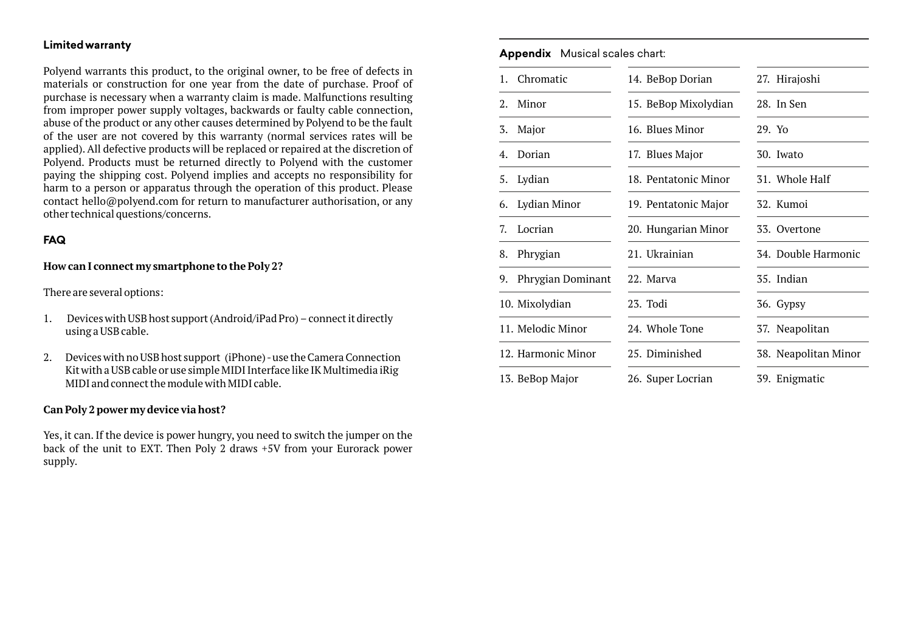### Limited warranty

Polyend warrants this product, to the original owner, to be free of defects in materials or construction for one year from the date of purchase. Proof of purchase is necessary when a warranty claim is made. Malfunctions resulting from improper power supply voltages, backwards or faulty cable connection, abuse of the product or any other causes determined by Polyend to be the fault of the user are not covered by this warranty (normal services rates will be applied). All defective products will be replaced or repaired at the discretion of Polyend. Products must be returned directly to Polyend with the customer paying the shipping cost. Polyend implies and accepts no responsibility for harm to a person or apparatus through the operation of this product. Please contact hello@polyend.com for return to manufacturer authorisation, or any other technical questions/concerns.

### FAQ

**How can I connect my smartphone to the Poly 2?**

There are several options:

1. Devices with USB host support (Android/iPad Pro) – connect it directly using a USB cable.

2. Devices with no USB host support (iPhone) - use the Camera Connection Kit with a USB cable or use simple MIDI Interface like IK Multimedia iRig MIDI and connect the module with MIDI cable.

**Can Poly 2 power my device via host?**

Yes, it can. If the device is power hungry, you need to switch the jumper on the back of the unit to EXT. Then Poly 2 draws +5V from your Eurorack power supply.

### Appendix Musical scales chart:

| | | |
|---|---|---|
| 1. Chromatic | 14. BeBop Dorian | 27. Hirajoshi |
| 2. Minor | 15. BeBop Mixolydian | 28. In Sen |
| 3. Major | 16. Blues Minor | 29. Yo |
| 4. Dorian | 17. Blues Major | 30. Iwato |
| 5. Lydian | 18. Pentatonic Minor | 31. Whole Half |
| 6. Lydian Minor | 19. Pentatonic Major | 32. Kumoi |
| 7. Locrian | 20. Hungarian Minor | 33. Overtone |
| 8. Phrygian | 21. Ukrainian | 34. Double Harmonic |
| 9. Phrygian Dominant | 22. Marva | 35. Indian |
| 10. Mixolydian | 23. Todi | 36. Gypsy |
| 11. Melodic Minor | 24. Whole Tone | 37. Neapolitan |
| 12. Harmonic Minor | 25. Diminished | 38. Neapolitan Minor |
| 13. BeBop Major | 26. Super Locrian | 39. Enigmatic |